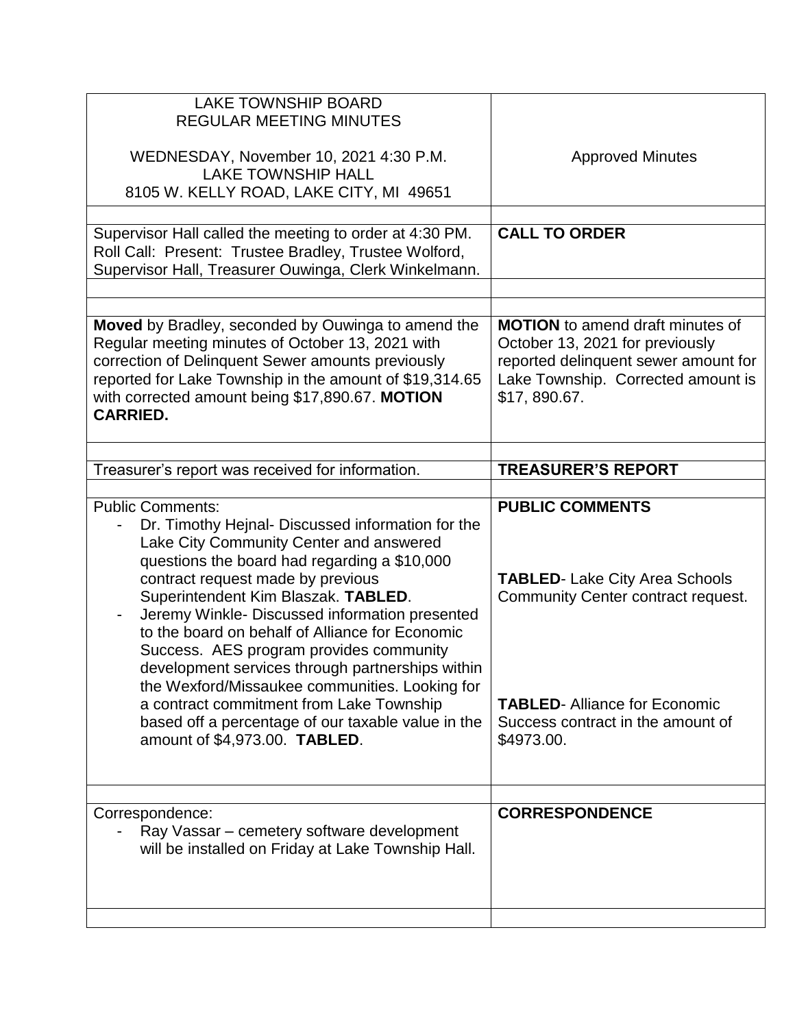| LAKE TOWNSHIP BOARD<br>REGULAR MEETING MINUTES<br><br>WEDNESDAY, November 10, 2021 4:30 P.M.<br>LAKE TOWNSHIP HALL<br>8105 W. KELLY ROAD, LAKE CITY, MI 49651 | Approved Minutes |
|---|---|
| | |
| Supervisor Hall called the meeting to order at 4:30 PM. Roll Call: Present: Trustee Bradley, Trustee Wolford, Supervisor Hall, Treasurer Ouwinga, Clerk Winkelmann. | **CALL TO ORDER** |
| | |
| | |
| **Moved** by Bradley, seconded by Ouwinga to amend the Regular meeting minutes of October 13, 2021 with correction of Delinquent Sewer amounts previously reported for Lake Township in the amount of $19,314.65 with corrected amount being $17,890.67. **MOTION CARRIED.** | **MOTION** to amend draft minutes of October 13, 2021 for previously reported delinquent sewer amount for Lake Township. Corrected amount is $17, 890.67. |
| | |
| Treasurer's report was received for information. | **TREASURER'S REPORT** |
| | |
| Public Comments:<br>- Dr. Timothy Hejnal- Discussed information for the Lake City Community Center and answered questions the board had regarding a $10,000 contract request made by previous Superintendent Kim Blaszak. **TABLED**.<br>- Jeremy Winkle- Discussed information presented to the board on behalf of Alliance for Economic Success. AES program provides community development services through partnerships within the Wexford/Missaukee communities. Looking for a contract commitment from Lake Township based off a percentage of our taxable value in the amount of $4,973.00. **TABLED**. | **PUBLIC COMMENTS**<br><br>**TABLED**- Lake City Area Schools Community Center contract request.<br><br>**TABLED**- Alliance for Economic Success contract in the amount of $4973.00. |
| | |
| Correspondence:<br>- Ray Vassar – cemetery software development will be installed on Friday at Lake Township Hall. | **CORRESPONDENCE** |
| | |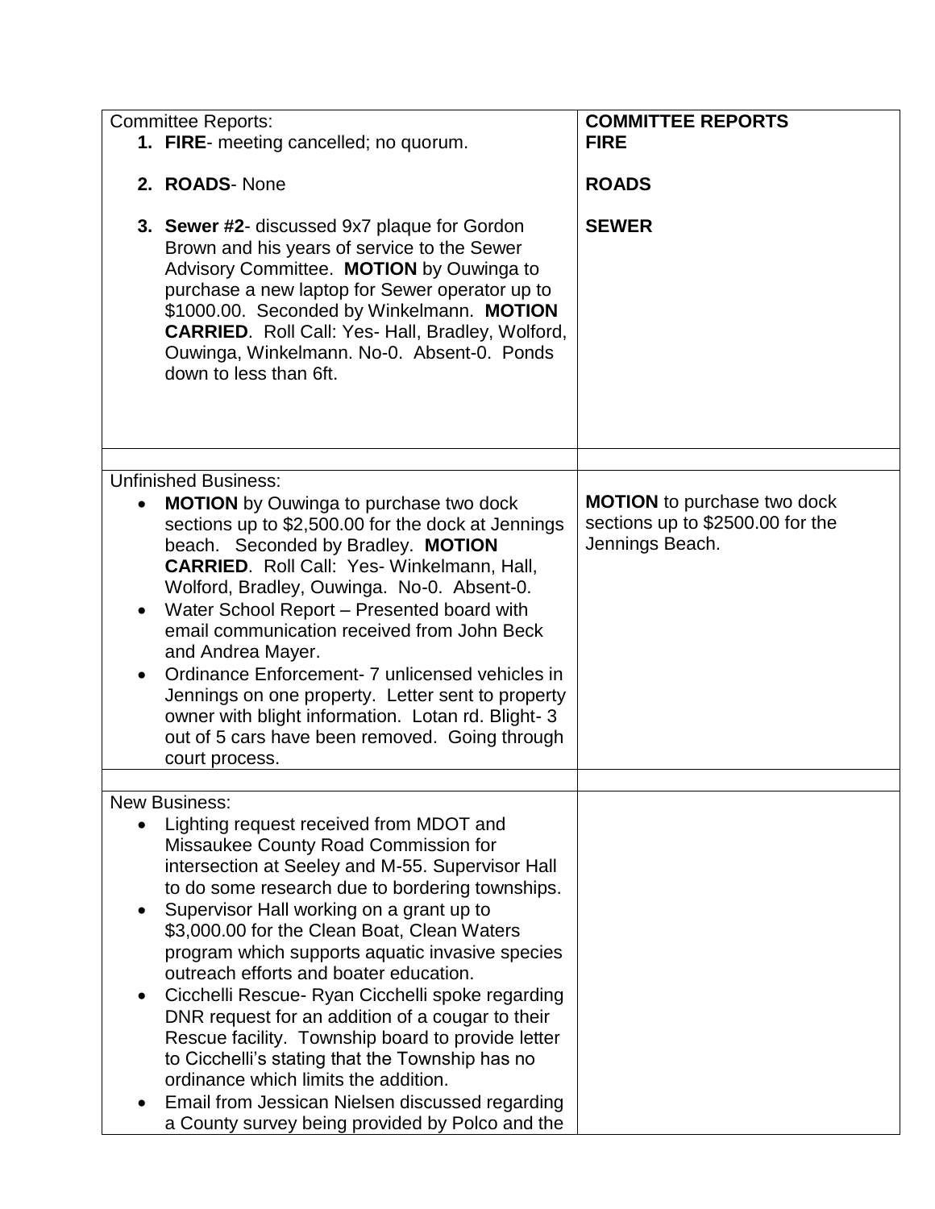| Committee Reports: | **COMMITTEE REPORTS** |
|---|---|
| 1. **FIRE**- meeting cancelled; no quorum. | **FIRE** |
| 2. **ROADS**- None | **ROADS** |
| 3. **Sewer #2**- discussed 9x7 plaque for Gordon Brown and his years of service to the Sewer Advisory Committee. **MOTION** by Ouwinga to purchase a new laptop for Sewer operator up to $1000.00. Seconded by Winkelmann. **MOTION CARRIED**. Roll Call: Yes- Hall, Bradley, Wolford, Ouwinga, Winkelmann. No-0. Absent-0. Ponds down to less than 6ft. | **SEWER** |
| | |
| Unfinished Business:<br>• **MOTION** by Ouwinga to purchase two dock sections up to $2,500.00 for the dock at Jennings beach. Seconded by Bradley. **MOTION CARRIED**. Roll Call: Yes- Winkelmann, Hall, Wolford, Bradley, Ouwinga. No-0. Absent-0.<br>• Water School Report – Presented board with email communication received from John Beck and Andrea Mayer.<br>• Ordinance Enforcement- 7 unlicensed vehicles in Jennings on one property. Letter sent to property owner with blight information. Lotan rd. Blight- 3 out of 5 cars have been removed. Going through court process. | **MOTION** to purchase two dock sections up to $2500.00 for the Jennings Beach. |
| | |
| New Business:<br>• Lighting request received from MDOT and Missaukee County Road Commission for intersection at Seeley and M-55. Supervisor Hall to do some research due to bordering townships.<br>• Supervisor Hall working on a grant up to $3,000.00 for the Clean Boat, Clean Waters program which supports aquatic invasive species outreach efforts and boater education.<br>• Cicchelli Rescue- Ryan Cicchelli spoke regarding DNR request for an addition of a cougar to their Rescue facility. Township board to provide letter to Cicchelli's stating that the Township has no ordinance which limits the addition.<br>• Email from Jessican Nielsen discussed regarding a County survey being provided by Polco and the | |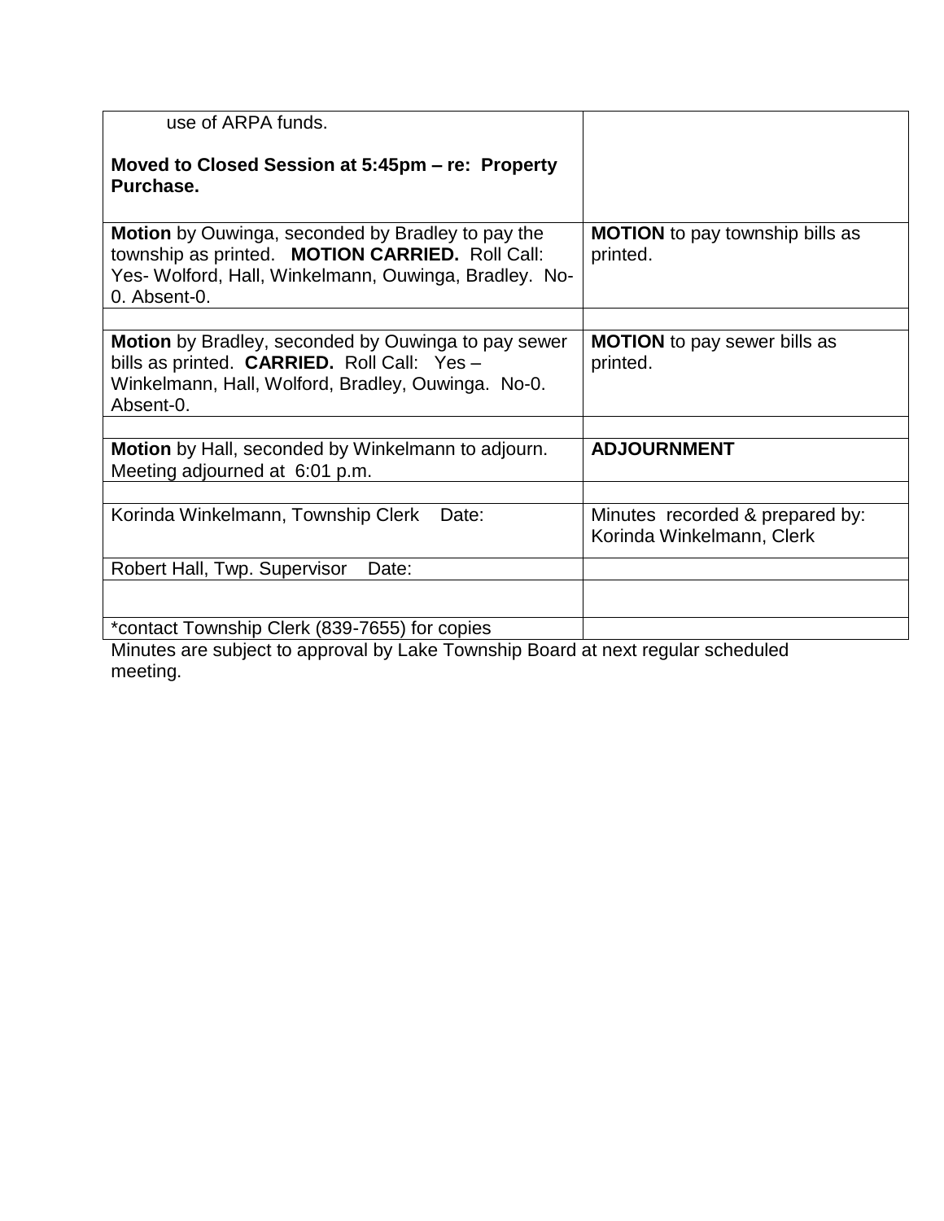| | |
|---|---|
| use of ARPA funds.<br><br>**Moved to Closed Session at 5:45pm – re: Property Purchase.** | |
| **Motion** by Ouwinga, seconded by Bradley to pay the township as printed. **MOTION CARRIED.** Roll Call: Yes- Wolford, Hall, Winkelmann, Ouwinga, Bradley. No-0. Absent-0. | **MOTION** to pay township bills as printed. |
| | |
| **Motion** by Bradley, seconded by Ouwinga to pay sewer bills as printed. **CARRIED.** Roll Call: Yes – Winkelmann, Hall, Wolford, Bradley, Ouwinga. No-0. Absent-0. | **MOTION** to pay sewer bills as printed. |
| | |
| **Motion** by Hall, seconded by Winkelmann to adjourn. Meeting adjourned at 6:01 p.m. | **ADJOURNMENT** |
| | |
| Korinda Winkelmann, Township Clerk Date: | Minutes recorded & prepared by: Korinda Winkelmann, Clerk |
| Robert Hall, Twp. Supervisor Date: | |
| | |
| *contact Township Clerk (839-7655) for copies | |

Minutes are subject to approval by Lake Township Board at next regular scheduled meeting.